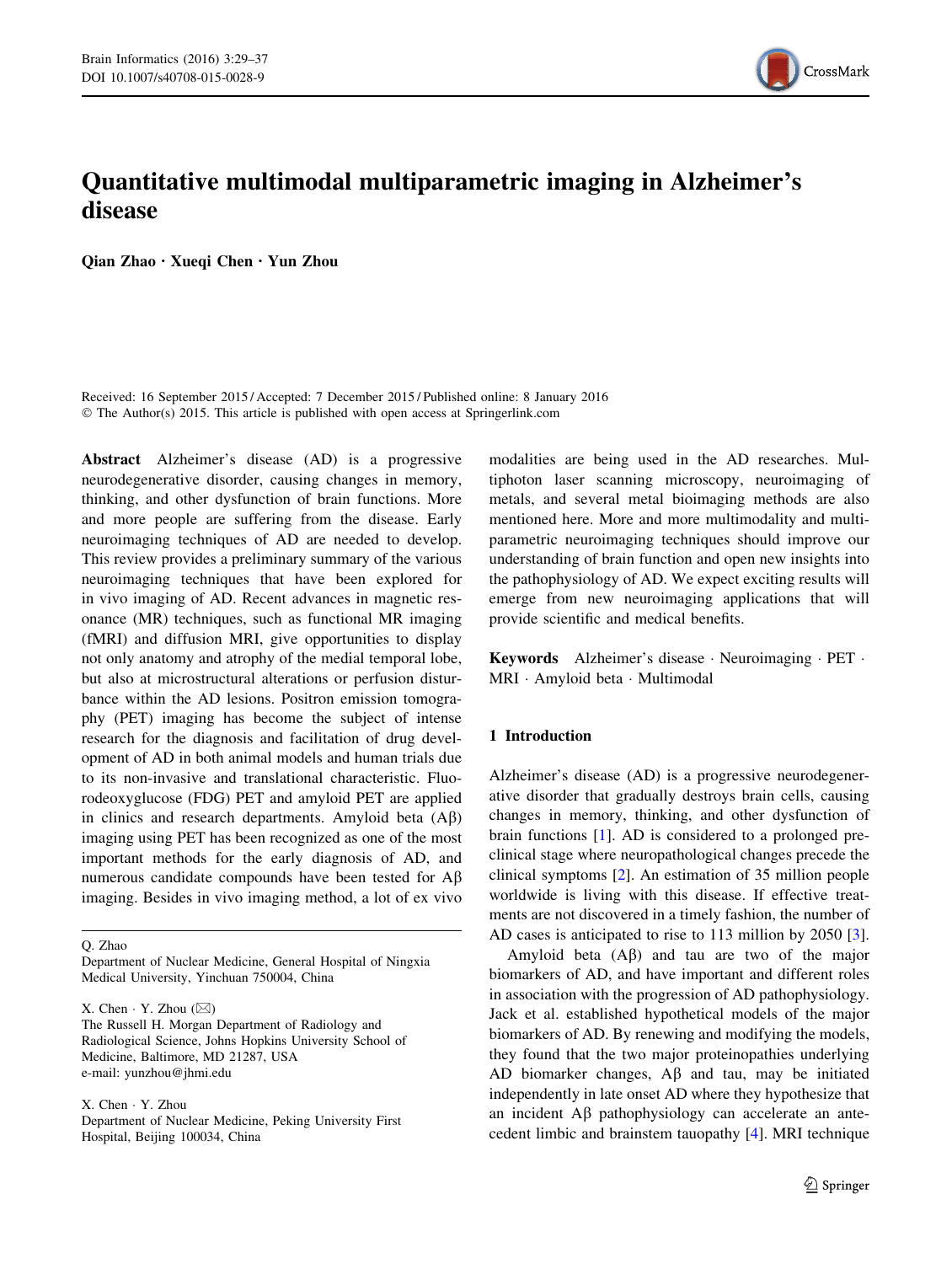# Quantitative multimodal multiparametric imaging in Alzheimer's disease

**Qian Zhao · Xueqi Chen · Yun Zhou**

Received: 16 September 2015 / Accepted: 7 December 2015 / Published online: 8 January 2016
© The Author(s) 2015. This article is published with open access at Springerlink.com

**Abstract** Alzheimer's disease (AD) is a progressive neurodegenerative disorder, causing changes in memory, thinking, and other dysfunction of brain functions. More and more people are suffering from the disease. Early neuroimaging techniques of AD are needed to develop. This review provides a preliminary summary of the various neuroimaging techniques that have been explored for in vivo imaging of AD. Recent advances in magnetic resonance (MR) techniques, such as functional MR imaging (fMRI) and diffusion MRI, give opportunities to display not only anatomy and atrophy of the medial temporal lobe, but also at microstructural alterations or perfusion disturbance within the AD lesions. Positron emission tomography (PET) imaging has become the subject of intense research for the diagnosis and facilitation of drug development of AD in both animal models and human trials due to its non-invasive and translational characteristic. Fluorodeoxyglucose (FDG) PET and amyloid PET are applied in clinics and research departments. Amyloid beta (Aβ) imaging using PET has been recognized as one of the most important methods for the early diagnosis of AD, and numerous candidate compounds have been tested for Aβ imaging. Besides in vivo imaging method, a lot of ex vivo modalities are being used in the AD researches. Multiphoton laser scanning microscopy, neuroimaging of metals, and several metal bioimaging methods are also mentioned here. More and more multimodality and multiparametric neuroimaging techniques should improve our understanding of brain function and open new insights into the pathophysiology of AD. We expect exciting results will emerge from new neuroimaging applications that will provide scientific and medical benefits.

**Keywords** Alzheimer's disease · Neuroimaging · PET · MRI · Amyloid beta · Multimodal

Q. Zhao
Department of Nuclear Medicine, General Hospital of Ningxia Medical University, Yinchuan 750004, China

X. Chen · Y. Zhou (✉)
The Russell H. Morgan Department of Radiology and Radiological Science, Johns Hopkins University School of Medicine, Baltimore, MD 21287, USA
e-mail: yunzhou@jhmi.edu

X. Chen · Y. Zhou
Department of Nuclear Medicine, Peking University First Hospital, Beijing 100034, China

## 1 Introduction

Alzheimer's disease (AD) is a progressive neurodegenerative disorder that gradually destroys brain cells, causing changes in memory, thinking, and other dysfunction of brain functions [1]. AD is considered to a prolonged preclinical stage where neuropathological changes precede the clinical symptoms [2]. An estimation of 35 million people worldwide is living with this disease. If effective treatments are not discovered in a timely fashion, the number of AD cases is anticipated to rise to 113 million by 2050 [3].

Amyloid beta (Aβ) and tau are two of the major biomarkers of AD, and have important and different roles in association with the progression of AD pathophysiology. Jack et al. established hypothetical models of the major biomarkers of AD. By renewing and modifying the models, they found that the two major proteinopathies underlying AD biomarker changes, Aβ and tau, may be initiated independently in late onset AD where they hypothesize that an incident Aβ pathophysiology can accelerate an antecedent limbic and brainstem tauopathy [4]. MRI technique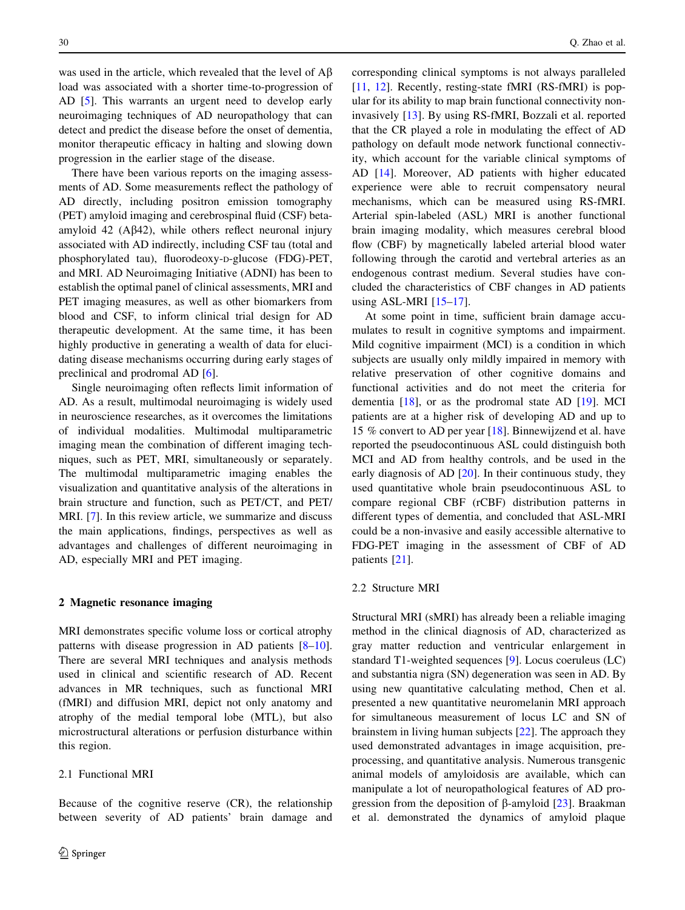was used in the article, which revealed that the level of Aβ load was associated with a shorter time-to-progression of AD [5]. This warrants an urgent need to develop early neuroimaging techniques of AD neuropathology that can detect and predict the disease before the onset of dementia, monitor therapeutic efficacy in halting and slowing down progression in the earlier stage of the disease.

There have been various reports on the imaging assessments of AD. Some measurements reflect the pathology of AD directly, including positron emission tomography (PET) amyloid imaging and cerebrospinal fluid (CSF) beta-amyloid 42 (Aβ42), while others reflect neuronal injury associated with AD indirectly, including CSF tau (total and phosphorylated tau), fluorodeoxy-D-glucose (FDG)-PET, and MRI. AD Neuroimaging Initiative (ADNI) has been to establish the optimal panel of clinical assessments, MRI and PET imaging measures, as well as other biomarkers from blood and CSF, to inform clinical trial design for AD therapeutic development. At the same time, it has been highly productive in generating a wealth of data for elucidating disease mechanisms occurring during early stages of preclinical and prodromal AD [6].

Single neuroimaging often reflects limit information of AD. As a result, multimodal neuroimaging is widely used in neuroscience researches, as it overcomes the limitations of individual modalities. Multimodal multiparametric imaging mean the combination of different imaging techniques, such as PET, MRI, simultaneously or separately. The multimodal multiparametric imaging enables the visualization and quantitative analysis of the alterations in brain structure and function, such as PET/CT, and PET/MRI. [7]. In this review article, we summarize and discuss the main applications, findings, perspectives as well as advantages and challenges of different neuroimaging in AD, especially MRI and PET imaging.

## 2 Magnetic resonance imaging

MRI demonstrates specific volume loss or cortical atrophy patterns with disease progression in AD patients [8–10]. There are several MRI techniques and analysis methods used in clinical and scientific research of AD. Recent advances in MR techniques, such as functional MRI (fMRI) and diffusion MRI, depict not only anatomy and atrophy of the medial temporal lobe (MTL), but also microstructural alterations or perfusion disturbance within this region.

### 2.1 Functional MRI

Because of the cognitive reserve (CR), the relationship between severity of AD patients' brain damage and corresponding clinical symptoms is not always paralleled [11, 12]. Recently, resting-state fMRI (RS-fMRI) is popular for its ability to map brain functional connectivity noninvasively [13]. By using RS-fMRI, Bozzali et al. reported that the CR played a role in modulating the effect of AD pathology on default mode network functional connectivity, which account for the variable clinical symptoms of AD [14]. Moreover, AD patients with higher educated experience were able to recruit compensatory neural mechanisms, which can be measured using RS-fMRI. Arterial spin-labeled (ASL) MRI is another functional brain imaging modality, which measures cerebral blood flow (CBF) by magnetically labeled arterial blood water following through the carotid and vertebral arteries as an endogenous contrast medium. Several studies have concluded the characteristics of CBF changes in AD patients using ASL-MRI [15–17].

At some point in time, sufficient brain damage accumulates to result in cognitive symptoms and impairment. Mild cognitive impairment (MCI) is a condition in which subjects are usually only mildly impaired in memory with relative preservation of other cognitive domains and functional activities and do not meet the criteria for dementia [18], or as the prodromal state AD [19]. MCI patients are at a higher risk of developing AD and up to 15 % convert to AD per year [18]. Binnewijzend et al. have reported the pseudocontinuous ASL could distinguish both MCI and AD from healthy controls, and be used in the early diagnosis of AD [20]. In their continuous study, they used quantitative whole brain pseudocontinuous ASL to compare regional CBF (rCBF) distribution patterns in different types of dementia, and concluded that ASL-MRI could be a non-invasive and easily accessible alternative to FDG-PET imaging in the assessment of CBF of AD patients [21].

### 2.2 Structure MRI

Structural MRI (sMRI) has already been a reliable imaging method in the clinical diagnosis of AD, characterized as gray matter reduction and ventricular enlargement in standard T1-weighted sequences [9]. Locus coeruleus (LC) and substantia nigra (SN) degeneration was seen in AD. By using new quantitative calculating method, Chen et al. presented a new quantitative neuromelanin MRI approach for simultaneous measurement of locus LC and SN of brainstem in living human subjects [22]. The approach they used demonstrated advantages in image acquisition, preprocessing, and quantitative analysis. Numerous transgenic animal models of amyloidosis are available, which can manipulate a lot of neuropathological features of AD progression from the deposition of β-amyloid [23]. Braakman et al. demonstrated the dynamics of amyloid plaque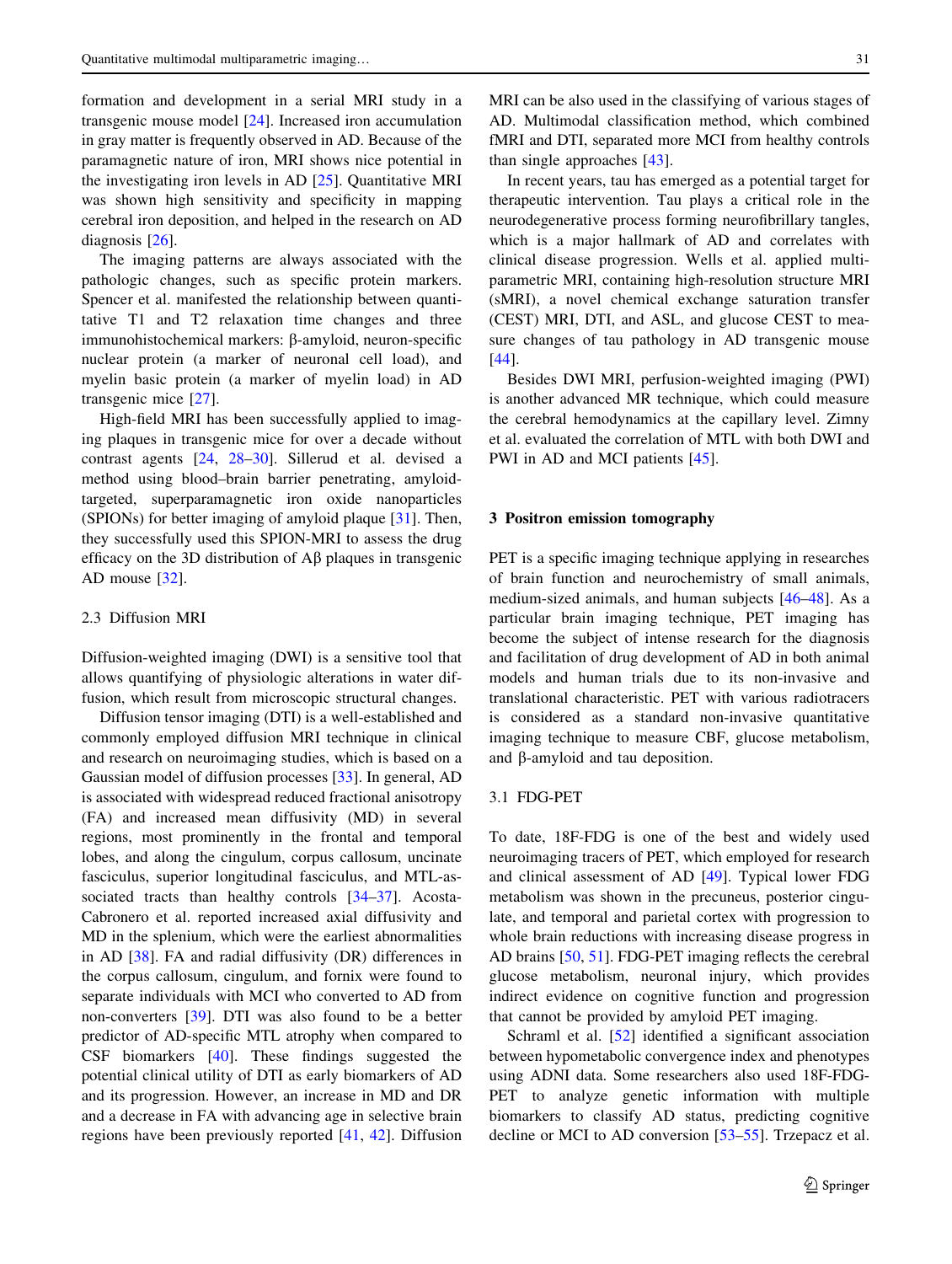formation and development in a serial MRI study in a transgenic mouse model [24]. Increased iron accumulation in gray matter is frequently observed in AD. Because of the paramagnetic nature of iron, MRI shows nice potential in the investigating iron levels in AD [25]. Quantitative MRI was shown high sensitivity and specificity in mapping cerebral iron deposition, and helped in the research on AD diagnosis [26].

The imaging patterns are always associated with the pathologic changes, such as specific protein markers. Spencer et al. manifested the relationship between quantitative T1 and T2 relaxation time changes and three immunohistochemical markers: β-amyloid, neuron-specific nuclear protein (a marker of neuronal cell load), and myelin basic protein (a marker of myelin load) in AD transgenic mice [27].

High-field MRI has been successfully applied to imaging plaques in transgenic mice for over a decade without contrast agents [24, 28–30]. Sillerud et al. devised a method using blood–brain barrier penetrating, amyloid-targeted, superparamagnetic iron oxide nanoparticles (SPIONs) for better imaging of amyloid plaque [31]. Then, they successfully used this SPION-MRI to assess the drug efficacy on the 3D distribution of Aβ plaques in transgenic AD mouse [32].

### 2.3 Diffusion MRI

Diffusion-weighted imaging (DWI) is a sensitive tool that allows quantifying of physiologic alterations in water diffusion, which result from microscopic structural changes.

Diffusion tensor imaging (DTI) is a well-established and commonly employed diffusion MRI technique in clinical and research on neuroimaging studies, which is based on a Gaussian model of diffusion processes [33]. In general, AD is associated with widespread reduced fractional anisotropy (FA) and increased mean diffusivity (MD) in several regions, most prominently in the frontal and temporal lobes, and along the cingulum, corpus callosum, uncinate fasciculus, superior longitudinal fasciculus, and MTL-associated tracts than healthy controls [34–37]. Acosta-Cabronero et al. reported increased axial diffusivity and MD in the splenium, which were the earliest abnormalities in AD [38]. FA and radial diffusivity (DR) differences in the corpus callosum, cingulum, and fornix were found to separate individuals with MCI who converted to AD from non-converters [39]. DTI was also found to be a better predictor of AD-specific MTL atrophy when compared to CSF biomarkers [40]. These findings suggested the potential clinical utility of DTI as early biomarkers of AD and its progression. However, an increase in MD and DR and a decrease in FA with advancing age in selective brain regions have been previously reported [41, 42]. Diffusion MRI can be also used in the classifying of various stages of AD. Multimodal classification method, which combined fMRI and DTI, separated more MCI from healthy controls than single approaches [43].

In recent years, tau has emerged as a potential target for therapeutic intervention. Tau plays a critical role in the neurodegenerative process forming neurofibrillary tangles, which is a major hallmark of AD and correlates with clinical disease progression. Wells et al. applied multiparametric MRI, containing high-resolution structure MRI (sMRI), a novel chemical exchange saturation transfer (CEST) MRI, DTI, and ASL, and glucose CEST to measure changes of tau pathology in AD transgenic mouse [44].

Besides DWI MRI, perfusion-weighted imaging (PWI) is another advanced MR technique, which could measure the cerebral hemodynamics at the capillary level. Zimny et al. evaluated the correlation of MTL with both DWI and PWI in AD and MCI patients [45].

## 3 Positron emission tomography

PET is a specific imaging technique applying in researches of brain function and neurochemistry of small animals, medium-sized animals, and human subjects [46–48]. As a particular brain imaging technique, PET imaging has become the subject of intense research for the diagnosis and facilitation of drug development of AD in both animal models and human trials due to its non-invasive and translational characteristic. PET with various radiotracers is considered as a standard non-invasive quantitative imaging technique to measure CBF, glucose metabolism, and β-amyloid and tau deposition.

### 3.1 FDG-PET

To date, 18F-FDG is one of the best and widely used neuroimaging tracers of PET, which employed for research and clinical assessment of AD [49]. Typical lower FDG metabolism was shown in the precuneus, posterior cingulate, and temporal and parietal cortex with progression to whole brain reductions with increasing disease progress in AD brains [50, 51]. FDG-PET imaging reflects the cerebral glucose metabolism, neuronal injury, which provides indirect evidence on cognitive function and progression that cannot be provided by amyloid PET imaging.

Schraml et al. [52] identified a significant association between hypometabolic convergence index and phenotypes using ADNI data. Some researchers also used 18F-FDG-PET to analyze genetic information with multiple biomarkers to classify AD status, predicting cognitive decline or MCI to AD conversion [53–55]. Trzepacz et al.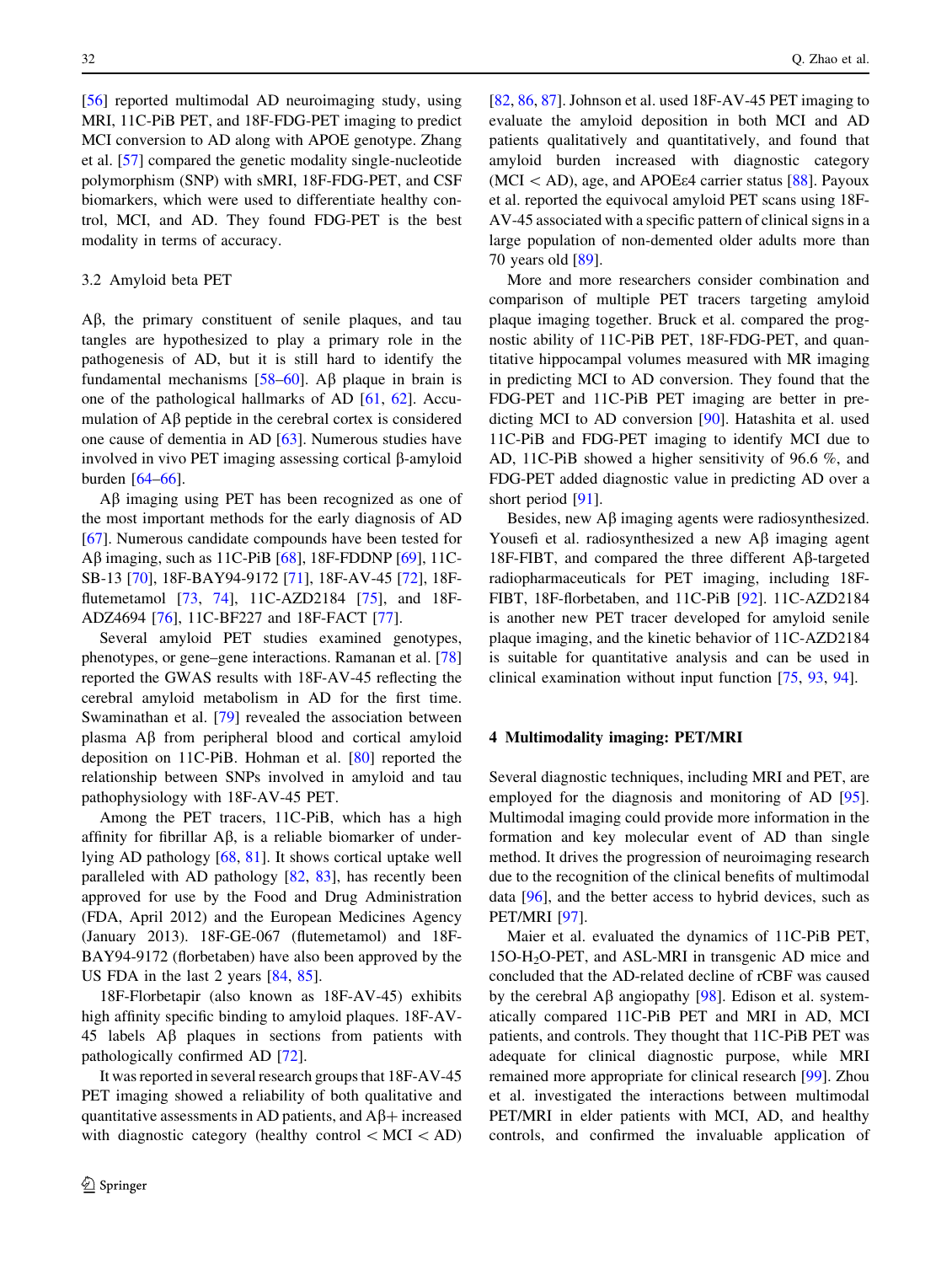[56] reported multimodal AD neuroimaging study, using MRI, 11C-PiB PET, and 18F-FDG-PET imaging to predict MCI conversion to AD along with APOE genotype. Zhang et al. [57] compared the genetic modality single-nucleotide polymorphism (SNP) with sMRI, 18F-FDG-PET, and CSF biomarkers, which were used to differentiate healthy control, MCI, and AD. They found FDG-PET is the best modality in terms of accuracy.

### 3.2 Amyloid beta PET

Aβ, the primary constituent of senile plaques, and tau tangles are hypothesized to play a primary role in the pathogenesis of AD, but it is still hard to identify the fundamental mechanisms [58–60]. Aβ plaque in brain is one of the pathological hallmarks of AD [61, 62]. Accumulation of Aβ peptide in the cerebral cortex is considered one cause of dementia in AD [63]. Numerous studies have involved in vivo PET imaging assessing cortical β-amyloid burden [64–66].

Aβ imaging using PET has been recognized as one of the most important methods for the early diagnosis of AD [67]. Numerous candidate compounds have been tested for Aβ imaging, such as 11C-PiB [68], 18F-FDDNP [69], 11C-SB-13 [70], 18F-BAY94-9172 [71], 18F-AV-45 [72], 18F-flutemetamol [73, 74], 11C-AZD2184 [75], and 18F-ADZ4694 [76], 11C-BF227 and 18F-FACT [77].

Several amyloid PET studies examined genotypes, phenotypes, or gene–gene interactions. Ramanan et al. [78] reported the GWAS results with 18F-AV-45 reflecting the cerebral amyloid metabolism in AD for the first time. Swaminathan et al. [79] revealed the association between plasma Aβ from peripheral blood and cortical amyloid deposition on 11C-PiB. Hohman et al. [80] reported the relationship between SNPs involved in amyloid and tau pathophysiology with 18F-AV-45 PET.

Among the PET tracers, 11C-PiB, which has a high affinity for fibrillar Aβ, is a reliable biomarker of underlying AD pathology [68, 81]. It shows cortical uptake well paralleled with AD pathology [82, 83], has recently been approved for use by the Food and Drug Administration (FDA, April 2012) and the European Medicines Agency (January 2013). 18F-GE-067 (flutemetamol) and 18F-BAY94-9172 (florbetaben) have also been approved by the US FDA in the last 2 years [84, 85].

18F-Florbetapir (also known as 18F-AV-45) exhibits high affinity specific binding to amyloid plaques. 18F-AV-45 labels Aβ plaques in sections from patients with pathologically confirmed AD [72].

It was reported in several research groups that 18F-AV-45 PET imaging showed a reliability of both qualitative and quantitative assessments in AD patients, and Aβ+ increased with diagnostic category (healthy control < MCI < AD) [82, 86, 87]. Johnson et al. used 18F-AV-45 PET imaging to evaluate the amyloid deposition in both MCI and AD patients qualitatively and quantitatively, and found that amyloid burden increased with diagnostic category (MCI < AD), age, and APOEε4 carrier status [88]. Payoux et al. reported the equivocal amyloid PET scans using 18F-AV-45 associated with a specific pattern of clinical signs in a large population of non-demented older adults more than 70 years old [89].

More and more researchers consider combination and comparison of multiple PET tracers targeting amyloid plaque imaging together. Bruck et al. compared the prognostic ability of 11C-PiB PET, 18F-FDG-PET, and quantitative hippocampal volumes measured with MR imaging in predicting MCI to AD conversion. They found that the FDG-PET and 11C-PiB PET imaging are better in predicting MCI to AD conversion [90]. Hatashita et al. used 11C-PiB and FDG-PET imaging to identify MCI due to AD, 11C-PiB showed a higher sensitivity of 96.6 %, and FDG-PET added diagnostic value in predicting AD over a short period [91].

Besides, new Aβ imaging agents were radiosynthesized. Yousefi et al. radiosynthesized a new Aβ imaging agent 18F-FIBT, and compared the three different Aβ-targeted radiopharmaceuticals for PET imaging, including 18F-FIBT, 18F-florbetaben, and 11C-PiB [92]. 11C-AZD2184 is another new PET tracer developed for amyloid senile plaque imaging, and the kinetic behavior of 11C-AZD2184 is suitable for quantitative analysis and can be used in clinical examination without input function [75, 93, 94].

## 4 Multimodality imaging: PET/MRI

Several diagnostic techniques, including MRI and PET, are employed for the diagnosis and monitoring of AD [95]. Multimodal imaging could provide more information in the formation and key molecular event of AD than single method. It drives the progression of neuroimaging research due to the recognition of the clinical benefits of multimodal data [96], and the better access to hybrid devices, such as PET/MRI [97].

Maier et al. evaluated the dynamics of 11C-PiB PET, 15O-$H_2O$-PET, and ASL-MRI in transgenic AD mice and concluded that the AD-related decline of rCBF was caused by the cerebral Aβ angiopathy [98]. Edison et al. systematically compared 11C-PiB PET and MRI in AD, MCI patients, and controls. They thought that 11C-PiB PET was adequate for clinical diagnostic purpose, while MRI remained more appropriate for clinical research [99]. Zhou et al. investigated the interactions between multimodal PET/MRI in elder patients with MCI, AD, and healthy controls, and confirmed the invaluable application of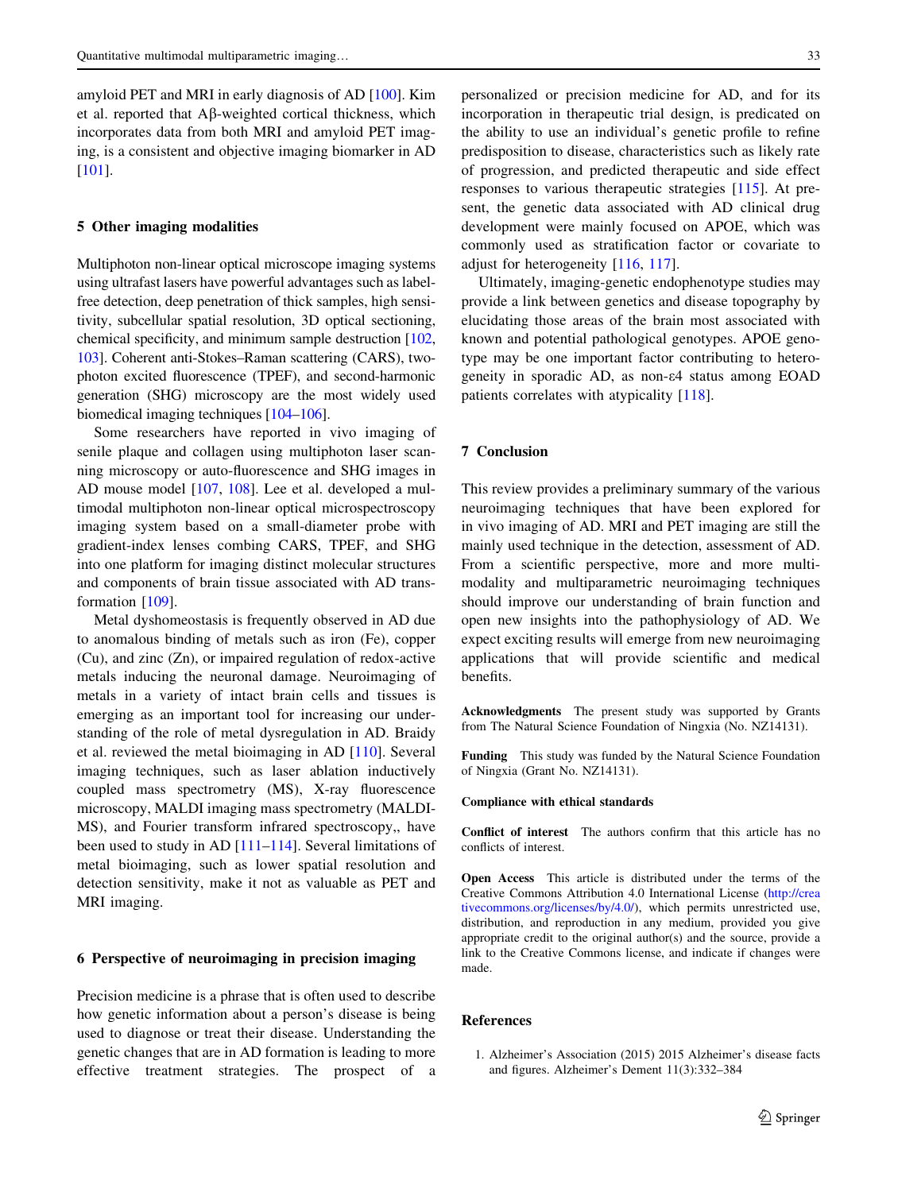amyloid PET and MRI in early diagnosis of AD [100]. Kim et al. reported that Aβ-weighted cortical thickness, which incorporates data from both MRI and amyloid PET imaging, is a consistent and objective imaging biomarker in AD [101].

## 5 Other imaging modalities

Multiphoton non-linear optical microscope imaging systems using ultrafast lasers have powerful advantages such as label-free detection, deep penetration of thick samples, high sensitivity, subcellular spatial resolution, 3D optical sectioning, chemical specificity, and minimum sample destruction [102, 103]. Coherent anti-Stokes–Raman scattering (CARS), two-photon excited fluorescence (TPEF), and second-harmonic generation (SHG) microscopy are the most widely used biomedical imaging techniques [104–106].

Some researchers have reported in vivo imaging of senile plaque and collagen using multiphoton laser scanning microscopy or auto-fluorescence and SHG images in AD mouse model [107, 108]. Lee et al. developed a multimodal multiphoton non-linear optical microspectroscopy imaging system based on a small-diameter probe with gradient-index lenses combing CARS, TPEF, and SHG into one platform for imaging distinct molecular structures and components of brain tissue associated with AD transformation [109].

Metal dyshomeostasis is frequently observed in AD due to anomalous binding of metals such as iron (Fe), copper (Cu), and zinc (Zn), or impaired regulation of redox-active metals inducing the neuronal damage. Neuroimaging of metals in a variety of intact brain cells and tissues is emerging as an important tool for increasing our understanding of the role of metal dysregulation in AD. Braidy et al. reviewed the metal bioimaging in AD [110]. Several imaging techniques, such as laser ablation inductively coupled mass spectrometry (MS), X-ray fluorescence microscopy, MALDI imaging mass spectrometry (MALDI-MS), and Fourier transform infrared spectroscopy,, have been used to study in AD [111–114]. Several limitations of metal bioimaging, such as lower spatial resolution and detection sensitivity, make it not as valuable as PET and MRI imaging.

## 6 Perspective of neuroimaging in precision imaging

Precision medicine is a phrase that is often used to describe how genetic information about a person's disease is being used to diagnose or treat their disease. Understanding the genetic changes that are in AD formation is leading to more effective treatment strategies. The prospect of a personalized or precision medicine for AD, and for its incorporation in therapeutic trial design, is predicated on the ability to use an individual's genetic profile to refine predisposition to disease, characteristics such as likely rate of progression, and predicted therapeutic and side effect responses to various therapeutic strategies [115]. At present, the genetic data associated with AD clinical drug development were mainly focused on APOE, which was commonly used as stratification factor or covariate to adjust for heterogeneity [116, 117].

Ultimately, imaging-genetic endophenotype studies may provide a link between genetics and disease topography by elucidating those areas of the brain most associated with known and potential pathological genotypes. APOE genotype may be one important factor contributing to heterogeneity in sporadic AD, as non-ε4 status among EOAD patients correlates with atypicality [118].

## 7 Conclusion

This review provides a preliminary summary of the various neuroimaging techniques that have been explored for in vivo imaging of AD. MRI and PET imaging are still the mainly used technique in the detection, assessment of AD. From a scientific perspective, more and more multi-modality and multiparametric neuroimaging techniques should improve our understanding of brain function and open new insights into the pathophysiology of AD. We expect exciting results will emerge from new neuroimaging applications that will provide scientific and medical benefits.

**Acknowledgments** The present study was supported by Grants from The Natural Science Foundation of Ningxia (No. NZ14131).

**Funding** This study was funded by the Natural Science Foundation of Ningxia (Grant No. NZ14131).

**Compliance with ethical standards**

**Conflict of interest** The authors confirm that this article has no conflicts of interest.

**Open Access** This article is distributed under the terms of the Creative Commons Attribution 4.0 International License (http://creativecommons.org/licenses/by/4.0/), which permits unrestricted use, distribution, and reproduction in any medium, provided you give appropriate credit to the original author(s) and the source, provide a link to the Creative Commons license, and indicate if changes were made.

## References

1. Alzheimer's Association (2015) 2015 Alzheimer's disease facts and figures. Alzheimer's Dement 11(3):332–384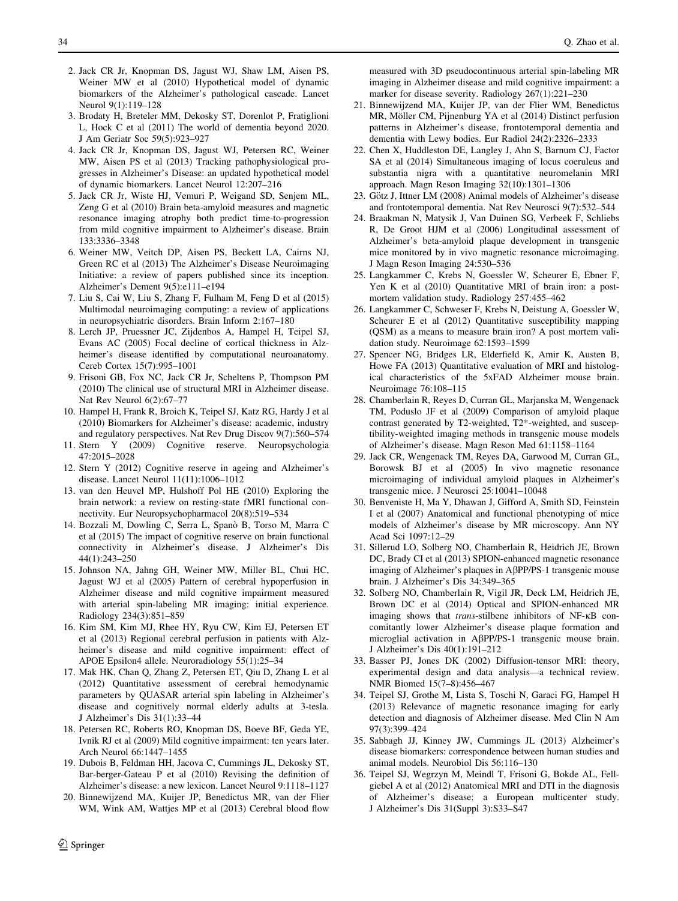2. Jack CR Jr, Knopman DS, Jagust WJ, Shaw LM, Aisen PS, Weiner MW et al (2010) Hypothetical model of dynamic biomarkers of the Alzheimer's pathological cascade. Lancet Neurol 9(1):119–128
3. Brodaty H, Breteler MM, Dekosky ST, Dorenlot P, Fratiglioni L, Hock C et al (2011) The world of dementia beyond 2020. J Am Geriatr Soc 59(5):923–927
4. Jack CR Jr, Knopman DS, Jagust WJ, Petersen RC, Weiner MW, Aisen PS et al (2013) Tracking pathophysiological progresses in Alzheimer's Disease: an updated hypothetical model of dynamic biomarkers. Lancet Neurol 12:207–216
5. Jack CR Jr, Wiste HJ, Vemuri P, Weigand SD, Senjem ML, Zeng G et al (2010) Brain beta-amyloid measures and magnetic resonance imaging atrophy both predict time-to-progression from mild cognitive impairment to Alzheimer's disease. Brain 133:3336–3348
6. Weiner MW, Veitch DP, Aisen PS, Beckett LA, Cairns NJ, Green RC et al (2013) The Alzheimer's Disease Neuroimaging Initiative: a review of papers published since its inception. Alzheimer's Dement 9(5):e111–e194
7. Liu S, Cai W, Liu S, Zhang F, Fulham M, Feng D et al (2015) Multimodal neuroimaging computing: a review of applications in neuropsychiatric disorders. Brain Inform 2:167–180
8. Lerch JP, Pruessner JC, Zijdenbos A, Hampel H, Teipel SJ, Evans AC (2005) Focal decline of cortical thickness in Alzheimer's disease identified by computational neuroanatomy. Cereb Cortex 15(7):995–1001
9. Frisoni GB, Fox NC, Jack CR Jr, Scheltens P, Thompson PM (2010) The clinical use of structural MRI in Alzheimer disease. Nat Rev Neurol 6(2):67–77
10. Hampel H, Frank R, Broich K, Teipel SJ, Katz RG, Hardy J et al (2010) Biomarkers for Alzheimer's disease: academic, industry and regulatory perspectives. Nat Rev Drug Discov 9(7):560–574
11. Stern Y (2009) Cognitive reserve. Neuropsychologia 47:2015–2028
12. Stern Y (2012) Cognitive reserve in ageing and Alzheimer's disease. Lancet Neurol 11(11):1006–1012
13. van den Heuvel MP, Hulshoff Pol HE (2010) Exploring the brain network: a review on resting-state fMRI functional connectivity. Eur Neuropsychopharmacol 20(8):519–534
14. Bozzali M, Dowling C, Serra L, Spanò B, Torso M, Marra C et al (2015) The impact of cognitive reserve on brain functional connectivity in Alzheimer's disease. J Alzheimer's Dis 44(1):243–250
15. Johnson NA, Jahng GH, Weiner MW, Miller BL, Chui HC, Jagust WJ et al (2005) Pattern of cerebral hypoperfusion in Alzheimer disease and mild cognitive impairment measured with arterial spin-labeling MR imaging: initial experience. Radiology 234(3):851–859
16. Kim SM, Kim MJ, Rhee HY, Ryu CW, Kim EJ, Petersen ET et al (2013) Regional cerebral perfusion in patients with Alzheimer's disease and mild cognitive impairment: effect of APOE Epsilon4 allele. Neuroradiology 55(1):25–34
17. Mak HK, Chan Q, Zhang Z, Petersen ET, Qiu D, Zhang L et al (2012) Quantitative assessment of cerebral hemodynamic parameters by QUASAR arterial spin labeling in Alzheimer's disease and cognitively normal elderly adults at 3-tesla. J Alzheimer's Dis 31(1):33–44
18. Petersen RC, Roberts RO, Knopman DS, Boeve BF, Geda YE, Ivnik RJ et al (2009) Mild cognitive impairment: ten years later. Arch Neurol 66:1447–1455
19. Dubois B, Feldman HH, Jacova C, Cummings JL, Dekosky ST, Bar-berger-Gateau P et al (2010) Revising the definition of Alzheimer's disease: a new lexicon. Lancet Neurol 9:1118–1127
20. Binnewijzend MA, Kuijer JP, Benedictus MR, van der Flier WM, Wink AM, Wattjes MP et al (2013) Cerebral blood flow measured with 3D pseudocontinuous arterial spin-labeling MR imaging in Alzheimer disease and mild cognitive impairment: a marker for disease severity. Radiology 267(1):221–230
21. Binnewijzend MA, Kuijer JP, van der Flier WM, Benedictus MR, Möller CM, Pijnenburg YA et al (2014) Distinct perfusion patterns in Alzheimer's disease, frontotemporal dementia and dementia with Lewy bodies. Eur Radiol 24(2):2326–2333
22. Chen X, Huddleston DE, Langley J, Ahn S, Barnum CJ, Factor SA et al (2014) Simultaneous imaging of locus coeruleus and substantia nigra with a quantitative neuromelanin MRI approach. Magn Reson Imaging 32(10):1301–1306
23. Götz J, Ittner LM (2008) Animal models of Alzheimer's disease and frontotemporal dementia. Nat Rev Neurosci 9(7):532–544
24. Braakman N, Matysik J, Van Duinen SG, Verbeek F, Schliebs R, De Groot HJM et al (2006) Longitudinal assessment of Alzheimer's beta-amyloid plaque development in transgenic mice monitored by in vivo magnetic resonance microimaging. J Magn Reson Imaging 24:530–536
25. Langkammer C, Krebs N, Goessler W, Scheurer E, Ebner F, Yen K et al (2010) Quantitative MRI of brain iron: a post-mortem validation study. Radiology 257:455–462
26. Langkammer C, Schweser F, Krebs N, Deistung A, Goessler W, Scheurer E et al (2012) Quantitative susceptibility mapping (QSM) as a means to measure brain iron? A post mortem validation study. Neuroimage 62:1593–1599
27. Spencer NG, Bridges LR, Elderfield K, Amir K, Austen B, Howe FA (2013) Quantitative evaluation of MRI and histological characteristics of the 5xFAD Alzheimer mouse brain. Neuroimage 76:108–115
28. Chamberlain R, Reyes D, Curran GL, Marjanska M, Wengenack TM, Poduslo JF et al (2009) Comparison of amyloid plaque contrast generated by T2-weighted, T2*-weighted, and susceptibility-weighted imaging methods in transgenic mouse models of Alzheimer's disease. Magn Reson Med 61:1158–1164
29. Jack CR, Wengenack TM, Reyes DA, Garwood M, Curran GL, Borowsk BJ et al (2005) In vivo magnetic resonance microimaging of individual amyloid plaques in Alzheimer's transgenic mice. J Neurosci 25:10041–10048
30. Benveniste H, Ma Y, Dhawan J, Gifford A, Smith SD, Feinstein I et al (2007) Anatomical and functional phenotyping of mice models of Alzheimer's disease by MR microscopy. Ann NY Acad Sci 1097:12–29
31. Sillerud LO, Solberg NO, Chamberlain R, Heidrich JE, Brown DC, Brady CI et al (2013) SPION-enhanced magnetic resonance imaging of Alzheimer's plaques in AβPP/PS-1 transgenic mouse brain. J Alzheimer's Dis 34:349–365
32. Solberg NO, Chamberlain R, Vigil JR, Deck LM, Heidrich JE, Brown DC et al (2014) Optical and SPION-enhanced MR imaging shows that *trans*-stilbene inhibitors of NF-κB concomitantly lower Alzheimer's disease plaque formation and microglial activation in AβPP/PS-1 transgenic mouse brain. J Alzheimer's Dis 40(1):191–212
33. Basser PJ, Jones DK (2002) Diffusion-tensor MRI: theory, experimental design and data analysis—a technical review. NMR Biomed 15(7–8):456–467
34. Teipel SJ, Grothe M, Lista S, Toschi N, Garaci FG, Hampel H (2013) Relevance of magnetic resonance imaging for early detection and diagnosis of Alzheimer disease. Med Clin N Am 97(3):399–424
35. Sabbagh JJ, Kinney JW, Cummings JL (2013) Alzheimer's disease biomarkers: correspondence between human studies and animal models. Neurobiol Dis 56:116–130
36. Teipel SJ, Wegrzyn M, Meindl T, Frisoni G, Bokde AL, Fellgiebel A et al (2012) Anatomical MRI and DTI in the diagnosis of Alzheimer's disease: a European multicenter study. J Alzheimer's Dis 31(Suppl 3):S33–S47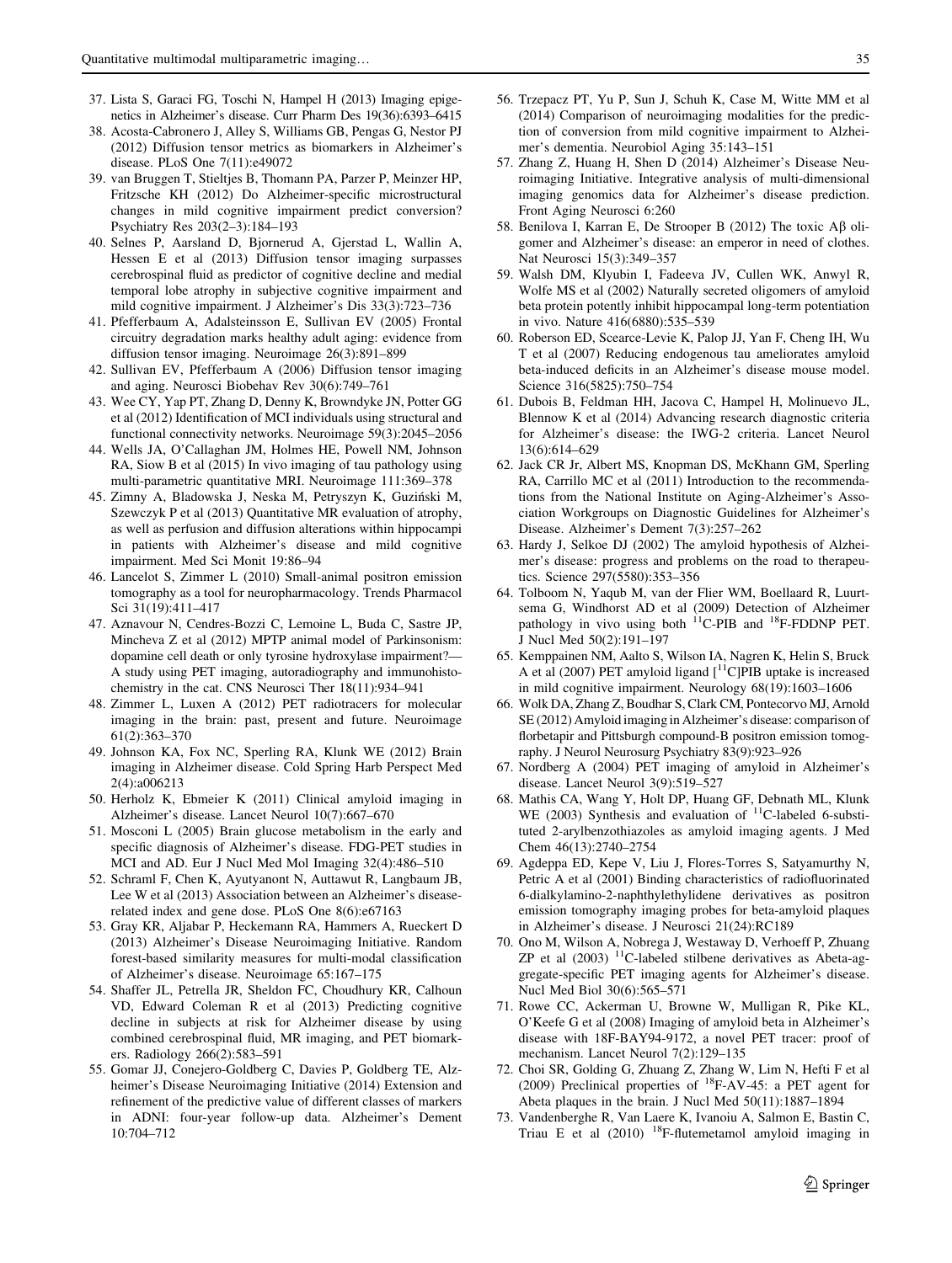37. Lista S, Garaci FG, Toschi N, Hampel H (2013) Imaging epigenetics in Alzheimer's disease. Curr Pharm Des 19(36):6393–6415
38. Acosta-Cabronero J, Alley S, Williams GB, Pengas G, Nestor PJ (2012) Diffusion tensor metrics as biomarkers in Alzheimer's disease. PLoS One 7(11):e49072
39. van Bruggen T, Stieltjes B, Thomann PA, Parzer P, Meinzer HP, Fritzsche KH (2012) Do Alzheimer-specific microstructural changes in mild cognitive impairment predict conversion? Psychiatry Res 203(2–3):184–193
40. Selnes P, Aarsland D, Bjornerud A, Gjerstad L, Wallin A, Hessen E et al (2013) Diffusion tensor imaging surpasses cerebrospinal fluid as predictor of cognitive decline and medial temporal lobe atrophy in subjective cognitive impairment and mild cognitive impairment. J Alzheimer's Dis 33(3):723–736
41. Pfefferbaum A, Adalsteinsson E, Sullivan EV (2005) Frontal circuitry degradation marks healthy adult aging: evidence from diffusion tensor imaging. Neuroimage 26(3):891–899
42. Sullivan EV, Pfefferbaum A (2006) Diffusion tensor imaging and aging. Neurosci Biobehav Rev 30(6):749–761
43. Wee CY, Yap PT, Zhang D, Denny K, Browndyke JN, Potter GG et al (2012) Identification of MCI individuals using structural and functional connectivity networks. Neuroimage 59(3):2045–2056
44. Wells JA, O'Callaghan JM, Holmes HE, Powell NM, Johnson RA, Siow B et al (2015) In vivo imaging of tau pathology using multi-parametric quantitative MRI. Neuroimage 111:369–378
45. Zimny A, Bladowska J, Neska M, Petryszyn K, Guziński M, Szewczyk P et al (2013) Quantitative MR evaluation of atrophy, as well as perfusion and diffusion alterations within hippocampi in patients with Alzheimer's disease and mild cognitive impairment. Med Sci Monit 19:86–94
46. Lancelot S, Zimmer L (2010) Small-animal positron emission tomography as a tool for neuropharmacology. Trends Pharmacol Sci 31(19):411–417
47. Aznavour N, Cendres-Bozzi C, Lemoine L, Buda C, Sastre JP, Mincheva Z et al (2012) MPTP animal model of Parkinsonism: dopamine cell death or only tyrosine hydroxylase impairment?—A study using PET imaging, autoradiography and immunohistochemistry in the cat. CNS Neurosci Ther 18(11):934–941
48. Zimmer L, Luxen A (2012) PET radiotracers for molecular imaging in the brain: past, present and future. Neuroimage 61(2):363–370
49. Johnson KA, Fox NC, Sperling RA, Klunk WE (2012) Brain imaging in Alzheimer disease. Cold Spring Harb Perspect Med 2(4):a006213
50. Herholz K, Ebmeier K (2011) Clinical amyloid imaging in Alzheimer's disease. Lancet Neurol 10(7):667–670
51. Mosconi L (2005) Brain glucose metabolism in the early and specific diagnosis of Alzheimer's disease. FDG-PET studies in MCI and AD. Eur J Nucl Med Mol Imaging 32(4):486–510
52. Schraml F, Chen K, Ayutyanont N, Auttawut R, Langbaum JB, Lee W et al (2013) Association between an Alzheimer's disease-related index and gene dose. PLoS One 8(6):e67163
53. Gray KR, Aljabar P, Heckemann RA, Hammers A, Rueckert D (2013) Alzheimer's Disease Neuroimaging Initiative. Random forest-based similarity measures for multi-modal classification of Alzheimer's disease. Neuroimage 65:167–175
54. Shaffer JL, Petrella JR, Sheldon FC, Choudhury KR, Calhoun VD, Edward Coleman R et al (2013) Predicting cognitive decline in subjects at risk for Alzheimer disease by using combined cerebrospinal fluid, MR imaging, and PET biomarkers. Radiology 266(2):583–591
55. Gomar JJ, Conejero-Goldberg C, Davies P, Goldberg TE, Alzheimer's Disease Neuroimaging Initiative (2014) Extension and refinement of the predictive value of different classes of markers in ADNI: four-year follow-up data. Alzheimer's Dement 10:704–712
56. Trzepacz PT, Yu P, Sun J, Schuh K, Case M, Witte MM et al (2014) Comparison of neuroimaging modalities for the prediction of conversion from mild cognitive impairment to Alzheimer's dementia. Neurobiol Aging 35:143–151
57. Zhang Z, Huang H, Shen D (2014) Alzheimer's Disease Neuroimaging Initiative. Integrative analysis of multi-dimensional imaging genomics data for Alzheimer's disease prediction. Front Aging Neurosci 6:260
58. Benilova I, Karran E, De Strooper B (2012) The toxic Aβ oligomer and Alzheimer's disease: an emperor in need of clothes. Nat Neurosci 15(3):349–357
59. Walsh DM, Klyubin I, Fadeeva JV, Cullen WK, Anwyl R, Wolfe MS et al (2002) Naturally secreted oligomers of amyloid beta protein potently inhibit hippocampal long-term potentiation in vivo. Nature 416(6880):535–539
60. Roberson ED, Scearce-Levie K, Palop JJ, Yan F, Cheng IH, Wu T et al (2007) Reducing endogenous tau ameliorates amyloid beta-induced deficits in an Alzheimer's disease mouse model. Science 316(5825):750–754
61. Dubois B, Feldman HH, Jacova C, Hampel H, Molinuevo JL, Blennow K et al (2014) Advancing research diagnostic criteria for Alzheimer's disease: the IWG-2 criteria. Lancet Neurol 13(6):614–629
62. Jack CR Jr, Albert MS, Knopman DS, McKhann GM, Sperling RA, Carrillo MC et al (2011) Introduction to the recommendations from the National Institute on Aging-Alzheimer's Association Workgroups on Diagnostic Guidelines for Alzheimer's Disease. Alzheimer's Dement 7(3):257–262
63. Hardy J, Selkoe DJ (2002) The amyloid hypothesis of Alzheimer's disease: progress and problems on the road to therapeutics. Science 297(5580):353–356
64. Tolboom N, Yaqub M, van der Flier WM, Boellaard R, Luurtsema G, Windhorst AD et al (2009) Detection of Alzheimer pathology in vivo using both $^{11}$C-PIB and $^{18}$F-FDDNP PET. J Nucl Med 50(2):191–197
65. Kemppainen NM, Aalto S, Wilson IA, Nagren K, Helin S, Bruck A et al (2007) PET amyloid ligand [$^{11}$C]PIB uptake is increased in mild cognitive impairment. Neurology 68(19):1603–1606
66. Wolk DA, Zhang Z, Boudhar S, Clark CM, Pontecorvo MJ, Arnold SE (2012) Amyloid imaging in Alzheimer's disease: comparison of florbetapir and Pittsburgh compound-B positron emission tomography. J Neurol Neurosurg Psychiatry 83(9):923–926
67. Nordberg A (2004) PET imaging of amyloid in Alzheimer's disease. Lancet Neurol 3(9):519–527
68. Mathis CA, Wang Y, Holt DP, Huang GF, Debnath ML, Klunk WE (2003) Synthesis and evaluation of $^{11}$C-labeled 6-substituted 2-arylbenzothiazoles as amyloid imaging agents. J Med Chem 46(13):2740–2754
69. Agdeppa ED, Kepe V, Liu J, Flores-Torres S, Satyamurthy N, Petric A et al (2001) Binding characteristics of radiofluorinated 6-dialkylamino-2-naphthylethylidene derivatives as positron emission tomography imaging probes for beta-amyloid plaques in Alzheimer's disease. J Neurosci 21(24):RC189
70. Ono M, Wilson A, Nobrega J, Westaway D, Verhoeff P, Zhuang ZP et al (2003) $^{11}$C-labeled stilbene derivatives as Abeta-aggregate-specific PET imaging agents for Alzheimer's disease. Nucl Med Biol 30(6):565–571
71. Rowe CC, Ackerman U, Browne W, Mulligan R, Pike KL, O'Keefe G et al (2008) Imaging of amyloid beta in Alzheimer's disease with 18F-BAY94-9172, a novel PET tracer: proof of mechanism. Lancet Neurol 7(2):129–135
72. Choi SR, Golding G, Zhuang Z, Zhang W, Lim N, Hefti F et al (2009) Preclinical properties of $^{18}$F-AV-45: a PET agent for Abeta plaques in the brain. J Nucl Med 50(11):1887–1894
73. Vandenberghe R, Van Laere K, Ivanoiu A, Salmon E, Bastin C, Triau E et al (2010) $^{18}$F-flutemetamol amyloid imaging in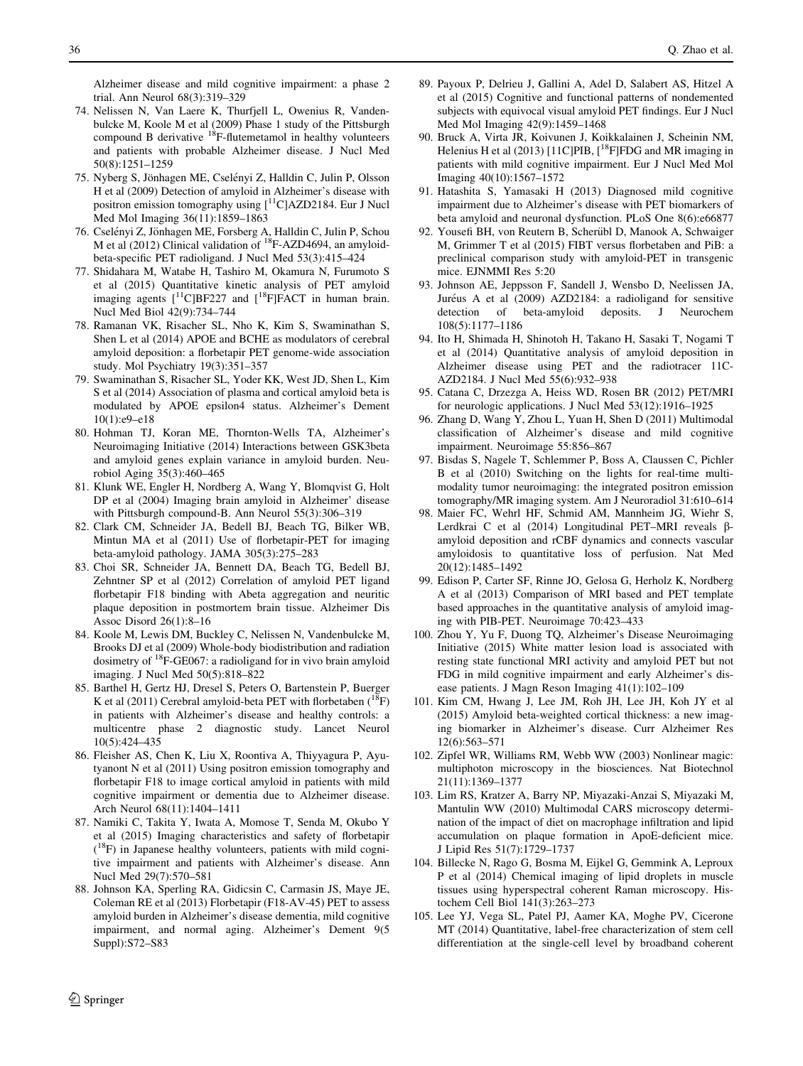Alzheimer disease and mild cognitive impairment: a phase 2 trial. Ann Neurol 68(3):319–329

74. Nelissen N, Van Laere K, Thurfjell L, Owenius R, Vandenbulcke M, Koole M et al (2009) Phase 1 study of the Pittsburgh compound B derivative $^{18}$F-flutemetamol in healthy volunteers and patients with probable Alzheimer disease. J Nucl Med 50(8):1251–1259
75. Nyberg S, Jönhagen ME, Cselényi Z, Halldin C, Julin P, Olsson H et al (2009) Detection of amyloid in Alzheimer's disease with positron emission tomography using [$^{11}$C]AZD2184. Eur J Nucl Med Mol Imaging 36(11):1859–1863
76. Cselényi Z, Jönhagen ME, Forsberg A, Halldin C, Julin P, Schou M et al (2012) Clinical validation of $^{18}$F-AZD4694, an amyloid-beta-specific PET radioligand. J Nucl Med 53(3):415–424
77. Shidahara M, Watabe H, Tashiro M, Okamura N, Furumoto S et al (2015) Quantitative kinetic analysis of PET amyloid imaging agents [$^{11}$C]BF227 and [$^{18}$F]FACT in human brain. Nucl Med Biol 42(9):734–744
78. Ramanan VK, Risacher SL, Nho K, Kim S, Swaminathan S, Shen L et al (2014) APOE and BCHE as modulators of cerebral amyloid deposition: a florbetapir PET genome-wide association study. Mol Psychiatry 19(3):351–357
79. Swaminathan S, Risacher SL, Yoder KK, West JD, Shen L, Kim S et al (2014) Association of plasma and cortical amyloid beta is modulated by APOE epsilon4 status. Alzheimer's Dement 10(1):e9–e18
80. Hohman TJ, Koran ME, Thornton-Wells TA, Alzheimer's Neuroimaging Initiative (2014) Interactions between GSK3beta and amyloid genes explain variance in amyloid burden. Neurobiol Aging 35(3):460–465
81. Klunk WE, Engler H, Nordberg A, Wang Y, Blomqvist G, Holt DP et al (2004) Imaging brain amyloid in Alzheimer' disease with Pittsburgh compound-B. Ann Neurol 55(3):306–319
82. Clark CM, Schneider JA, Bedell BJ, Beach TG, Bilker WB, Mintun MA et al (2011) Use of florbetapir-PET for imaging beta-amyloid pathology. JAMA 305(3):275–283
83. Choi SR, Schneider JA, Bennett DA, Beach TG, Bedell BJ, Zehntner SP et al (2012) Correlation of amyloid PET ligand florbetapir F18 binding with Abeta aggregation and neuritic plaque deposition in postmortem brain tissue. Alzheimer Dis Assoc Disord 26(1):8–16
84. Koole M, Lewis DM, Buckley C, Nelissen N, Vandenbulcke M, Brooks DJ et al (2009) Whole-body biodistribution and radiation dosimetry of $^{18}$F-GE067: a radioligand for in vivo brain amyloid imaging. J Nucl Med 50(5):818–822
85. Barthel H, Gertz HJ, Dresel S, Peters O, Bartenstein P, Buerger K et al (2011) Cerebral amyloid-beta PET with florbetaben ($^{18}$F) in patients with Alzheimer's disease and healthy controls: a multicentre phase 2 diagnostic study. Lancet Neurol 10(5):424–435
86. Fleisher AS, Chen K, Liu X, Roontiva A, Thiyyagura P, Ayutyanont N et al (2011) Using positron emission tomography and florbetapir F18 to image cortical amyloid in patients with mild cognitive impairment or dementia due to Alzheimer disease. Arch Neurol 68(11):1404–1411
87. Namiki C, Takita Y, Iwata A, Momose T, Senda M, Okubo Y et al (2015) Imaging characteristics and safety of florbetapir ($^{18}$F) in Japanese healthy volunteers, patients with mild cognitive impairment and patients with Alzheimer's disease. Ann Nucl Med 29(7):570–581
88. Johnson KA, Sperling RA, Gidicsin C, Carmasin JS, Maye JE, Coleman RE et al (2013) Florbetapir (F18-AV-45) PET to assess amyloid burden in Alzheimer's disease dementia, mild cognitive impairment, and normal aging. Alzheimer's Dement 9(5 Suppl):S72–S83
89. Payoux P, Delrieu J, Gallini A, Adel D, Salabert AS, Hitzel A et al (2015) Cognitive and functional patterns of nondemented subjects with equivocal visual amyloid PET findings. Eur J Nucl Med Mol Imaging 42(9):1459–1468
90. Bruck A, Virta JR, Koivunen J, Koikkalainen J, Scheinin NM, Helenius H et al (2013) [11C]PIB, [$^{18}$F]FDG and MR imaging in patients with mild cognitive impairment. Eur J Nucl Med Mol Imaging 40(10):1567–1572
91. Hatashita S, Yamasaki H (2013) Diagnosed mild cognitive impairment due to Alzheimer's disease with PET biomarkers of beta amyloid and neuronal dysfunction. PLoS One 8(6):e66877
92. Yousefi BH, von Reutern B, Scherübl D, Manook A, Schwaiger M, Grimmer T et al (2015) FIBT versus florbetaben and PiB: a preclinical comparison study with amyloid-PET in transgenic mice. EJNMMI Res 5:20
93. Johnson AE, Jeppsson F, Sandell J, Wensbo D, Neelissen JA, Juréus A et al (2009) AZD2184: a radioligand for sensitive detection of beta-amyloid deposits. J Neurochem 108(5):1177–1186
94. Ito H, Shimada H, Shinotoh H, Takano H, Sasaki T, Nogami T et al (2014) Quantitative analysis of amyloid deposition in Alzheimer disease using PET and the radiotracer 11C-AZD2184. J Nucl Med 55(6):932–938
95. Catana C, Drzezga A, Heiss WD, Rosen BR (2012) PET/MRI for neurologic applications. J Nucl Med 53(12):1916–1925
96. Zhang D, Wang Y, Zhou L, Yuan H, Shen D (2011) Multimodal classification of Alzheimer's disease and mild cognitive impairment. Neuroimage 55:856–867
97. Bisdas S, Nagele T, Schlemmer P, Boss A, Claussen C, Pichler B et al (2010) Switching on the lights for real-time multimodality tumor neuroimaging: the integrated positron emission tomography/MR imaging system. Am J Neuroradiol 31:610–614
98. Maier FC, Wehrl HF, Schmid AM, Mannheim JG, Wiehr S, Lerdkrai C et al (2014) Longitudinal PET–MRI reveals β-amyloid deposition and rCBF dynamics and connects vascular amyloidosis to quantitative loss of perfusion. Nat Med 20(12):1485–1492
99. Edison P, Carter SF, Rinne JO, Gelosa G, Herholz K, Nordberg A et al (2013) Comparison of MRI based and PET template based approaches in the quantitative analysis of amyloid imaging with PIB-PET. Neuroimage 70:423–433
100. Zhou Y, Yu F, Duong TQ, Alzheimer's Disease Neuroimaging Initiative (2015) White matter lesion load is associated with resting state functional MRI activity and amyloid PET but not FDG in mild cognitive impairment and early Alzheimer's disease patients. J Magn Reson Imaging 41(1):102–109
101. Kim CM, Hwang J, Lee JM, Roh JH, Lee JH, Koh JY et al (2015) Amyloid beta-weighted cortical thickness: a new imaging biomarker in Alzheimer's disease. Curr Alzheimer Res 12(6):563–571
102. Zipfel WR, Williams RM, Webb WW (2003) Nonlinear magic: multiphoton microscopy in the biosciences. Nat Biotechnol 21(11):1369–1377
103. Lim RS, Kratzer A, Barry NP, Miyazaki-Anzai S, Miyazaki M, Mantulin WW (2010) Multimodal CARS microscopy determination of the impact of diet on macrophage infiltration and lipid accumulation on plaque formation in ApoE-deficient mice. J Lipid Res 51(7):1729–1737
104. Billecke N, Rago G, Bosma M, Eijkel G, Gemmink A, Leproux P et al (2014) Chemical imaging of lipid droplets in muscle tissues using hyperspectral coherent Raman microscopy. Histochem Cell Biol 141(3):263–273
105. Lee YJ, Vega SL, Patel PJ, Aamer KA, Moghe PV, Cicerone MT (2014) Quantitative, label-free characterization of stem cell differentiation at the single-cell level by broadband coherent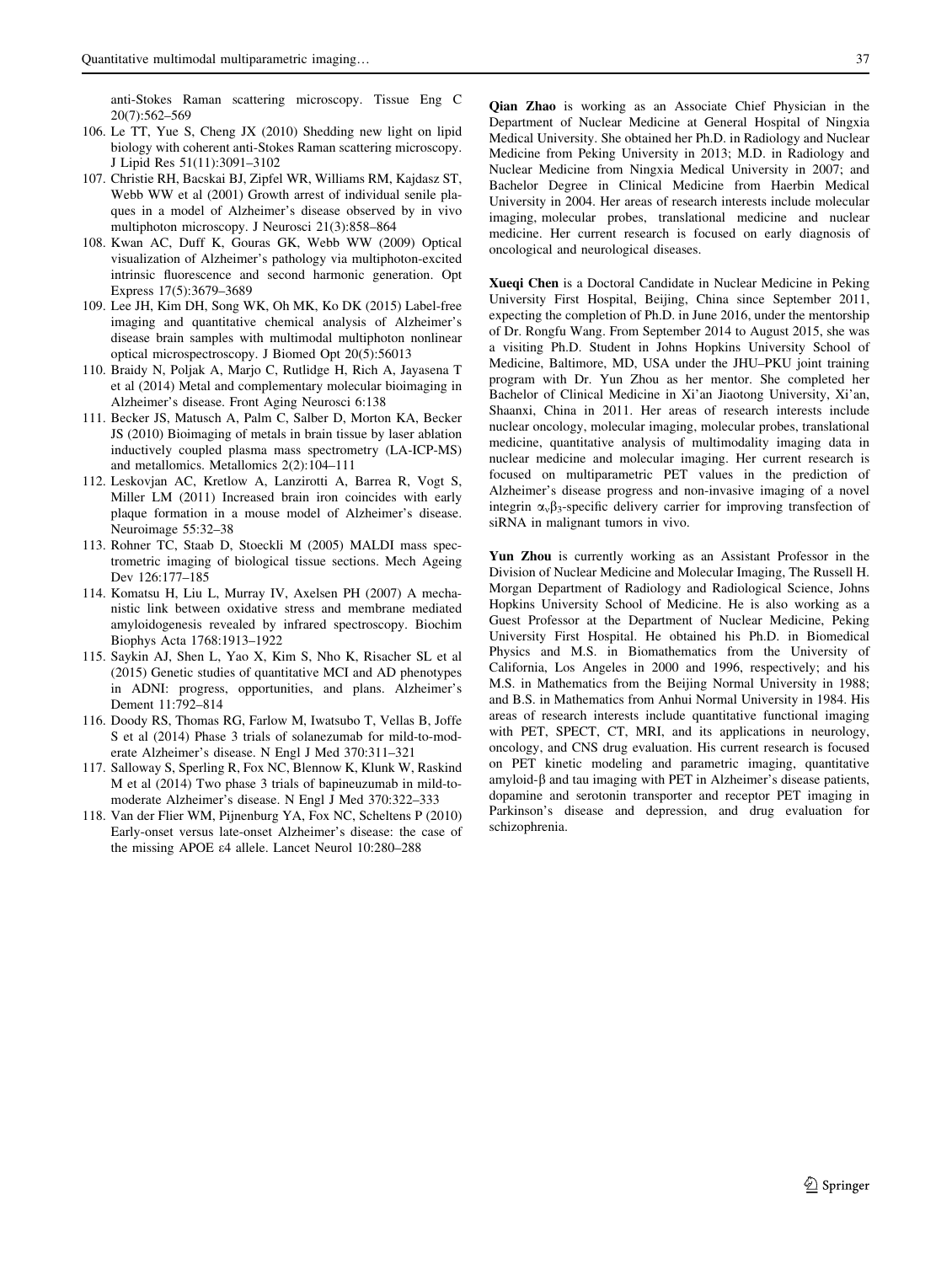anti-Stokes Raman scattering microscopy. Tissue Eng C 20(7):562–569

106. Le TT, Yue S, Cheng JX (2010) Shedding new light on lipid biology with coherent anti-Stokes Raman scattering microscopy. J Lipid Res 51(11):3091–3102
107. Christie RH, Bacskai BJ, Zipfel WR, Williams RM, Kajdasz ST, Webb WW et al (2001) Growth arrest of individual senile plaques in a model of Alzheimer's disease observed by in vivo multiphoton microscopy. J Neurosci 21(3):858–864
108. Kwan AC, Duff K, Gouras GK, Webb WW (2009) Optical visualization of Alzheimer's pathology via multiphoton-excited intrinsic fluorescence and second harmonic generation. Opt Express 17(5):3679–3689
109. Lee JH, Kim DH, Song WK, Oh MK, Ko DK (2015) Label-free imaging and quantitative chemical analysis of Alzheimer's disease brain samples with multimodal multiphoton nonlinear optical microspectroscopy. J Biomed Opt 20(5):56013
110. Braidy N, Poljak A, Marjo C, Rutlidge H, Rich A, Jayasena T et al (2014) Metal and complementary molecular bioimaging in Alzheimer's disease. Front Aging Neurosci 6:138
111. Becker JS, Matusch A, Palm C, Salber D, Morton KA, Becker JS (2010) Bioimaging of metals in brain tissue by laser ablation inductively coupled plasma mass spectrometry (LA-ICP-MS) and metallomics. Metallomics 2(2):104–111
112. Leskovjan AC, Kretlow A, Lanzirotti A, Barrea R, Vogt S, Miller LM (2011) Increased brain iron coincides with early plaque formation in a mouse model of Alzheimer's disease. Neuroimage 55:32–38
113. Rohner TC, Staab D, Stoeckli M (2005) MALDI mass spectrometric imaging of biological tissue sections. Mech Ageing Dev 126:177–185
114. Komatsu H, Liu L, Murray IV, Axelsen PH (2007) A mechanistic link between oxidative stress and membrane mediated amyloidogenesis revealed by infrared spectroscopy. Biochim Biophys Acta 1768:1913–1922
115. Saykin AJ, Shen L, Yao X, Kim S, Nho K, Risacher SL et al (2015) Genetic studies of quantitative MCI and AD phenotypes in ADNI: progress, opportunities, and plans. Alzheimer's Dement 11:792–814
116. Doody RS, Thomas RG, Farlow M, Iwatsubo T, Vellas B, Joffe S et al (2014) Phase 3 trials of solanezumab for mild-to-moderate Alzheimer's disease. N Engl J Med 370:311–321
117. Salloway S, Sperling R, Fox NC, Blennow K, Klunk W, Raskind M et al (2014) Two phase 3 trials of bapineuzumab in mild-to-moderate Alzheimer's disease. N Engl J Med 370:322–333
118. Van der Flier WM, Pijnenburg YA, Fox NC, Scheltens P (2010) Early-onset versus late-onset Alzheimer's disease: the case of the missing APOE ε4 allele. Lancet Neurol 10:280–288

**Qian Zhao** is working as an Associate Chief Physician in the Department of Nuclear Medicine at General Hospital of Ningxia Medical University. She obtained her Ph.D. in Radiology and Nuclear Medicine from Peking University in 2013; M.D. in Radiology and Nuclear Medicine from Ningxia Medical University in 2007; and Bachelor Degree in Clinical Medicine from Haerbin Medical University in 2004. Her areas of research interests include molecular imaging, molecular probes, translational medicine and nuclear medicine. Her current research is focused on early diagnosis of oncological and neurological diseases.

**Xueqi Chen** is a Doctoral Candidate in Nuclear Medicine in Peking University First Hospital, Beijing, China since September 2011, expecting the completion of Ph.D. in June 2016, under the mentorship of Dr. Rongfu Wang. From September 2014 to August 2015, she was a visiting Ph.D. Student in Johns Hopkins University School of Medicine, Baltimore, MD, USA under the JHU–PKU joint training program with Dr. Yun Zhou as her mentor. She completed her Bachelor of Clinical Medicine in Xi'an Jiaotong University, Xi'an, Shaanxi, China in 2011. Her areas of research interests include nuclear oncology, molecular imaging, molecular probes, translational medicine, quantitative analysis of multimodality imaging data in nuclear medicine and molecular imaging. Her current research is focused on multiparametric PET values in the prediction of Alzheimer's disease progress and non-invasive imaging of a novel integrin $\alpha_v\beta_3$-specific delivery carrier for improving transfection of siRNA in malignant tumors in vivo.

**Yun Zhou** is currently working as an Assistant Professor in the Division of Nuclear Medicine and Molecular Imaging, The Russell H. Morgan Department of Radiology and Radiological Science, Johns Hopkins University School of Medicine. He is also working as a Guest Professor at the Department of Nuclear Medicine, Peking University First Hospital. He obtained his Ph.D. in Biomedical Physics and M.S. in Biomathematics from the University of California, Los Angeles in 2000 and 1996, respectively; and his M.S. in Mathematics from the Beijing Normal University in 1988; and B.S. in Mathematics from Anhui Normal University in 1984. His areas of research interests include quantitative functional imaging with PET, SPECT, CT, MRI, and its applications in neurology, oncology, and CNS drug evaluation. His current research is focused on PET kinetic modeling and parametric imaging, quantitative amyloid-β and tau imaging with PET in Alzheimer's disease patients, dopamine and serotonin transporter and receptor PET imaging in Parkinson's disease and depression, and drug evaluation for schizophrenia.